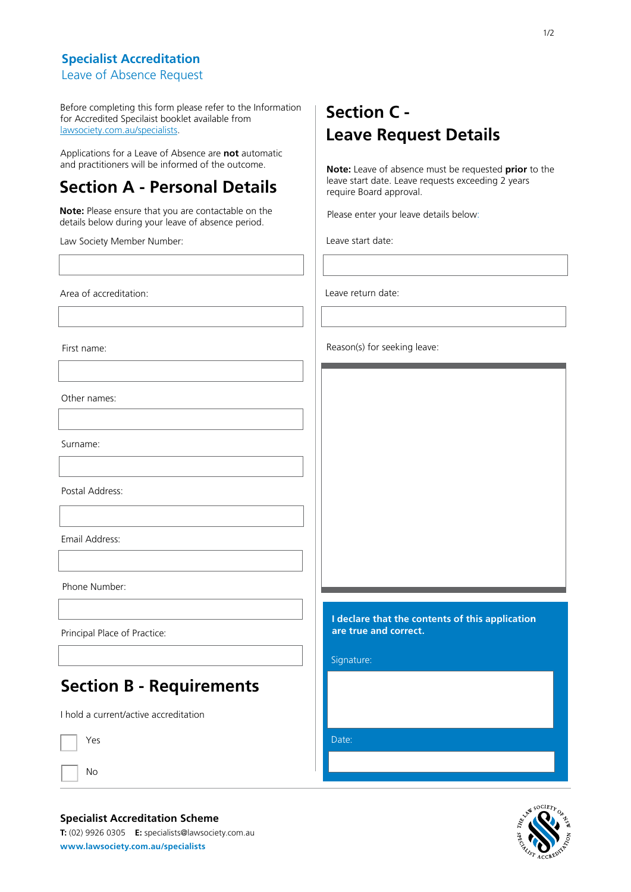# Specialist Accreditation

## Leave of Absence Request

Before completing this form please refer to the Information for Accredited Specialist booklet available from lawsociety.com.au/specialists.

Applications for a Leave of Absence are **not** automatic and practitioners will be informed of the outcome.

## Section A - Personal Details

**Note:** Please ensure that you are contactable on the details below during your leave of absence period.

Law Society Member Number:

Area of accreditation:

First name:

Other names:

Surname:

Postal Address:

Email Address:

Phone Number:

Principal Place of Practice:

## Section B - Requirements

I hold a current/active accreditation

☐ Yes

☐ No

## Section C - Leave Request Details

**Note:** Leave of absence must be requested **prior** to the leave start date. Leave requests exceeding 2 years require Board approval.

Please enter your leave details below:

Leave start date:

Leave return date:

Reason(s) for seeking leave:

**I declare that the contents of this application are true and correct.**

Signature:

Date:

**Specialist Accreditation Scheme**

**T:** (02) 9926 0305 **E:** specialists@lawsociety.com.au

**www.lawsociety.com.au/specialists**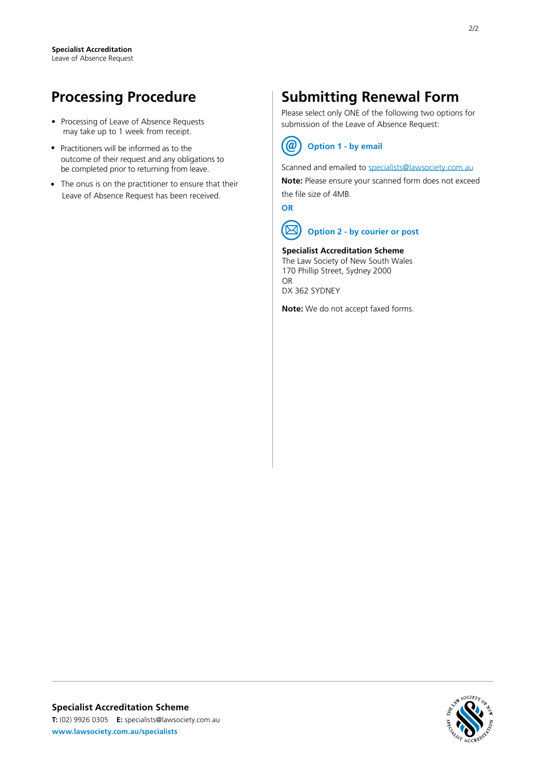## Processing Procedure

- Processing of Leave of Absence Requests may take up to 1 week from receipt.
- Practitioners will be informed as to the outcome of their request and any obligations to be completed prior to returning from leave.
- The onus is on the practitioner to ensure that their Leave of Absence Request has been received.

## Submitting Renewal Form

Please select only ONE of the following two options for submission of the Leave of Absence Request:

### Option 1 - by email

Scanned and emailed to specialists@lawsociety.com.au

**Note:** Please ensure your scanned form does not exceed the file size of 4MB.

**OR**

### Option 2 - by courier or post

**Specialist Accreditation Scheme**
The Law Society of New South Wales
170 Phillip Street, Sydney 2000
OR
DX 362 SYDNEY

**Note:** We do not accept faxed forms.

**Specialist Accreditation Scheme**
**T:** (02) 9926 0305 **E:** specialists@lawsociety.com.au
**www.lawsociety.com.au/specialists**